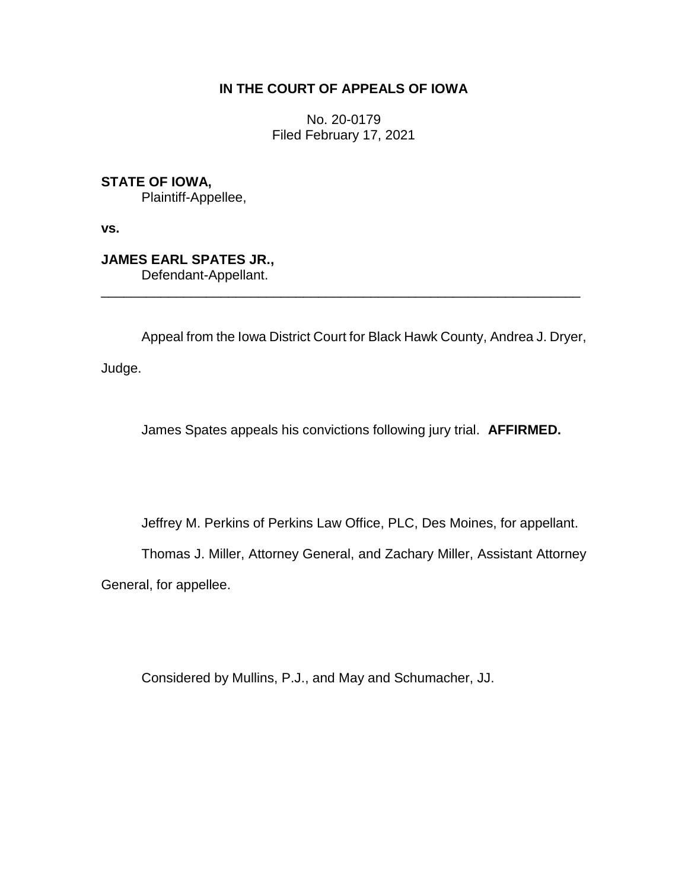**IN THE COURT OF APPEALS OF IOWA**

No. 20-0179
Filed February 17, 2021

**STATE OF IOWA,**
Plaintiff-Appellee,

**vs.**

**JAMES EARL SPATES JR.,**
Defendant-Appellant.

---

Appeal from the Iowa District Court for Black Hawk County, Andrea J. Dryer, Judge.

James Spates appeals his convictions following jury trial. **AFFIRMED.**

Jeffrey M. Perkins of Perkins Law Office, PLC, Des Moines, for appellant.

Thomas J. Miller, Attorney General, and Zachary Miller, Assistant Attorney General, for appellee.

Considered by Mullins, P.J., and May and Schumacher, JJ.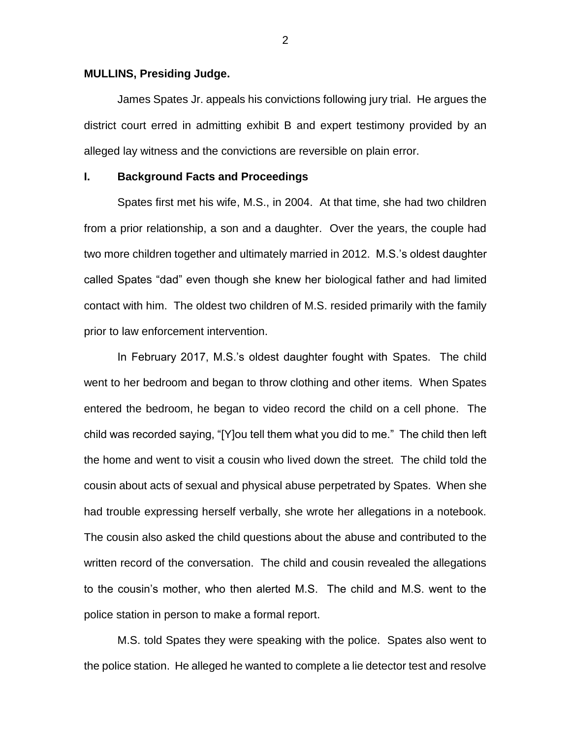**MULLINS, Presiding Judge.**

James Spates Jr. appeals his convictions following jury trial. He argues the district court erred in admitting exhibit B and expert testimony provided by an alleged lay witness and the convictions are reversible on plain error.

## I. Background Facts and Proceedings

Spates first met his wife, M.S., in 2004. At that time, she had two children from a prior relationship, a son and a daughter. Over the years, the couple had two more children together and ultimately married in 2012. M.S.'s oldest daughter called Spates "dad" even though she knew her biological father and had limited contact with him. The oldest two children of M.S. resided primarily with the family prior to law enforcement intervention.

In February 2017, M.S.'s oldest daughter fought with Spates. The child went to her bedroom and began to throw clothing and other items. When Spates entered the bedroom, he began to video record the child on a cell phone. The child was recorded saying, "[Y]ou tell them what you did to me." The child then left the home and went to visit a cousin who lived down the street. The child told the cousin about acts of sexual and physical abuse perpetrated by Spates. When she had trouble expressing herself verbally, she wrote her allegations in a notebook. The cousin also asked the child questions about the abuse and contributed to the written record of the conversation. The child and cousin revealed the allegations to the cousin's mother, who then alerted M.S. The child and M.S. went to the police station in person to make a formal report.

M.S. told Spates they were speaking with the police. Spates also went to the police station. He alleged he wanted to complete a lie detector test and resolve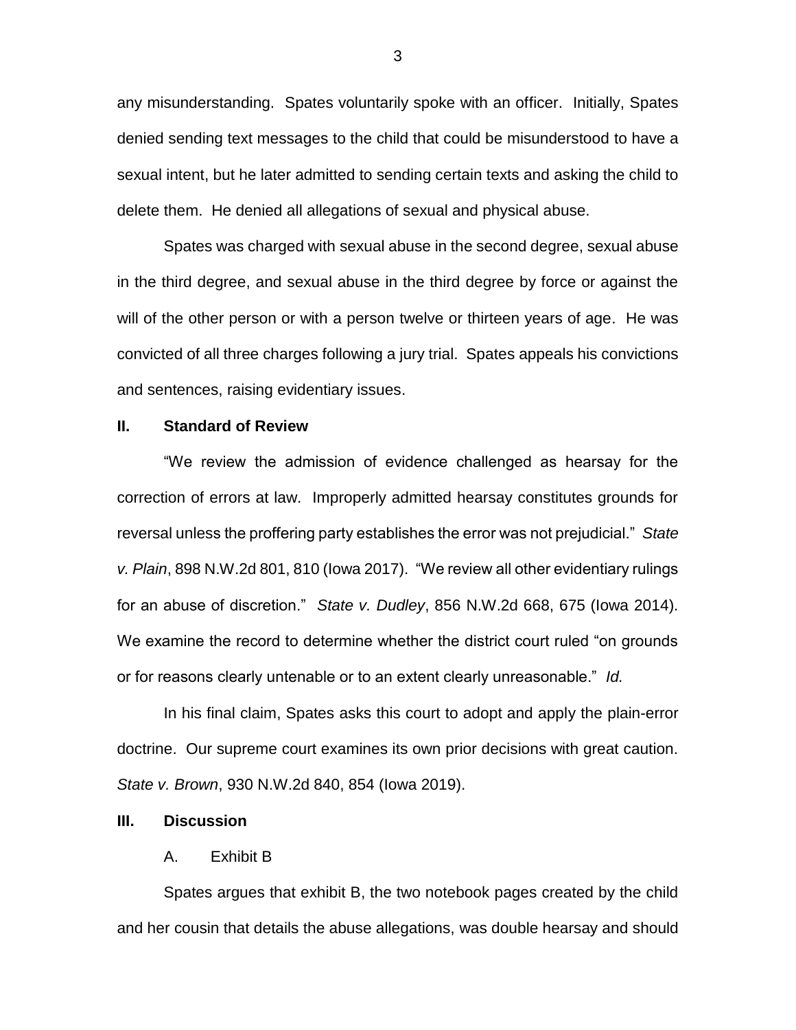any misunderstanding. Spates voluntarily spoke with an officer. Initially, Spates denied sending text messages to the child that could be misunderstood to have a sexual intent, but he later admitted to sending certain texts and asking the child to delete them. He denied all allegations of sexual and physical abuse.

Spates was charged with sexual abuse in the second degree, sexual abuse in the third degree, and sexual abuse in the third degree by force or against the will of the other person or with a person twelve or thirteen years of age. He was convicted of all three charges following a jury trial. Spates appeals his convictions and sentences, raising evidentiary issues.

## II. Standard of Review

"We review the admission of evidence challenged as hearsay for the correction of errors at law. Improperly admitted hearsay constitutes grounds for reversal unless the proffering party establishes the error was not prejudicial." *State v. Plain*, 898 N.W.2d 801, 810 (Iowa 2017). "We review all other evidentiary rulings for an abuse of discretion." *State v. Dudley*, 856 N.W.2d 668, 675 (Iowa 2014). We examine the record to determine whether the district court ruled "on grounds or for reasons clearly untenable or to an extent clearly unreasonable." *Id.*

In his final claim, Spates asks this court to adopt and apply the plain-error doctrine. Our supreme court examines its own prior decisions with great caution. *State v. Brown*, 930 N.W.2d 840, 854 (Iowa 2019).

## III. Discussion

### A. Exhibit B

Spates argues that exhibit B, the two notebook pages created by the child and her cousin that details the abuse allegations, was double hearsay and should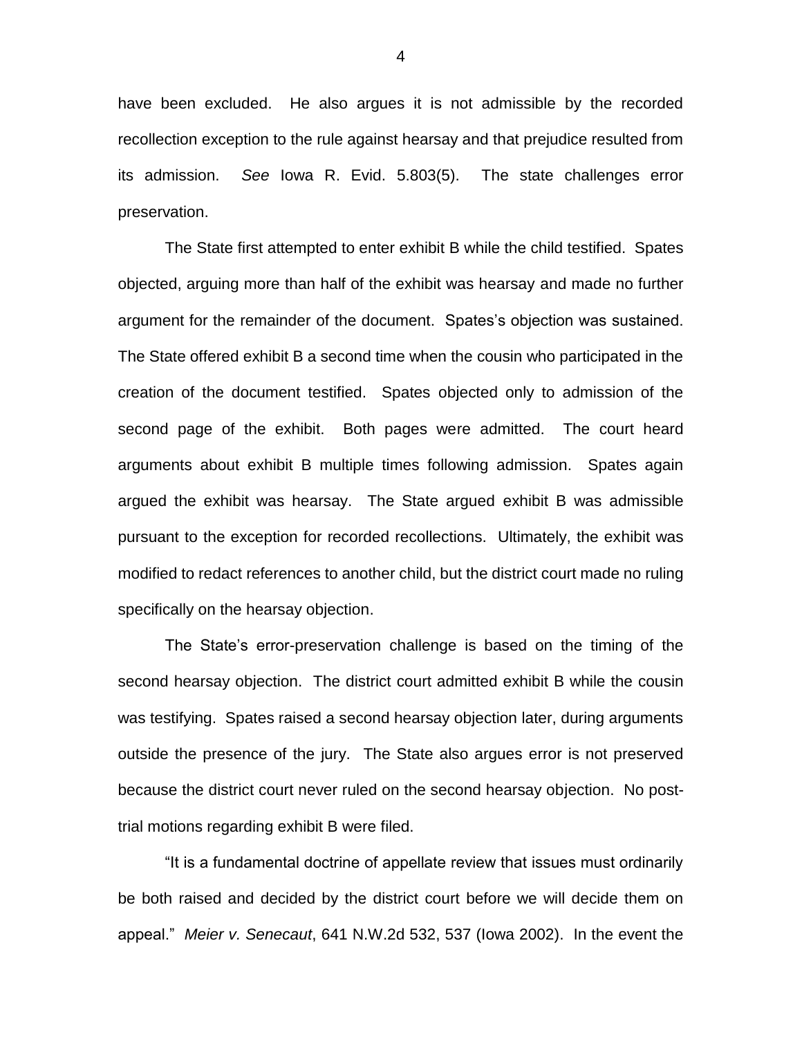have been excluded. He also argues it is not admissible by the recorded recollection exception to the rule against hearsay and that prejudice resulted from its admission. *See* Iowa R. Evid. 5.803(5). The state challenges error preservation.

The State first attempted to enter exhibit B while the child testified. Spates objected, arguing more than half of the exhibit was hearsay and made no further argument for the remainder of the document. Spates's objection was sustained. The State offered exhibit B a second time when the cousin who participated in the creation of the document testified. Spates objected only to admission of the second page of the exhibit. Both pages were admitted. The court heard arguments about exhibit B multiple times following admission. Spates again argued the exhibit was hearsay. The State argued exhibit B was admissible pursuant to the exception for recorded recollections. Ultimately, the exhibit was modified to redact references to another child, but the district court made no ruling specifically on the hearsay objection.

The State's error-preservation challenge is based on the timing of the second hearsay objection. The district court admitted exhibit B while the cousin was testifying. Spates raised a second hearsay objection later, during arguments outside the presence of the jury. The State also argues error is not preserved because the district court never ruled on the second hearsay objection. No post-trial motions regarding exhibit B were filed.

"It is a fundamental doctrine of appellate review that issues must ordinarily be both raised and decided by the district court before we will decide them on appeal." *Meier v. Senecaut*, 641 N.W.2d 532, 537 (Iowa 2002). In the event the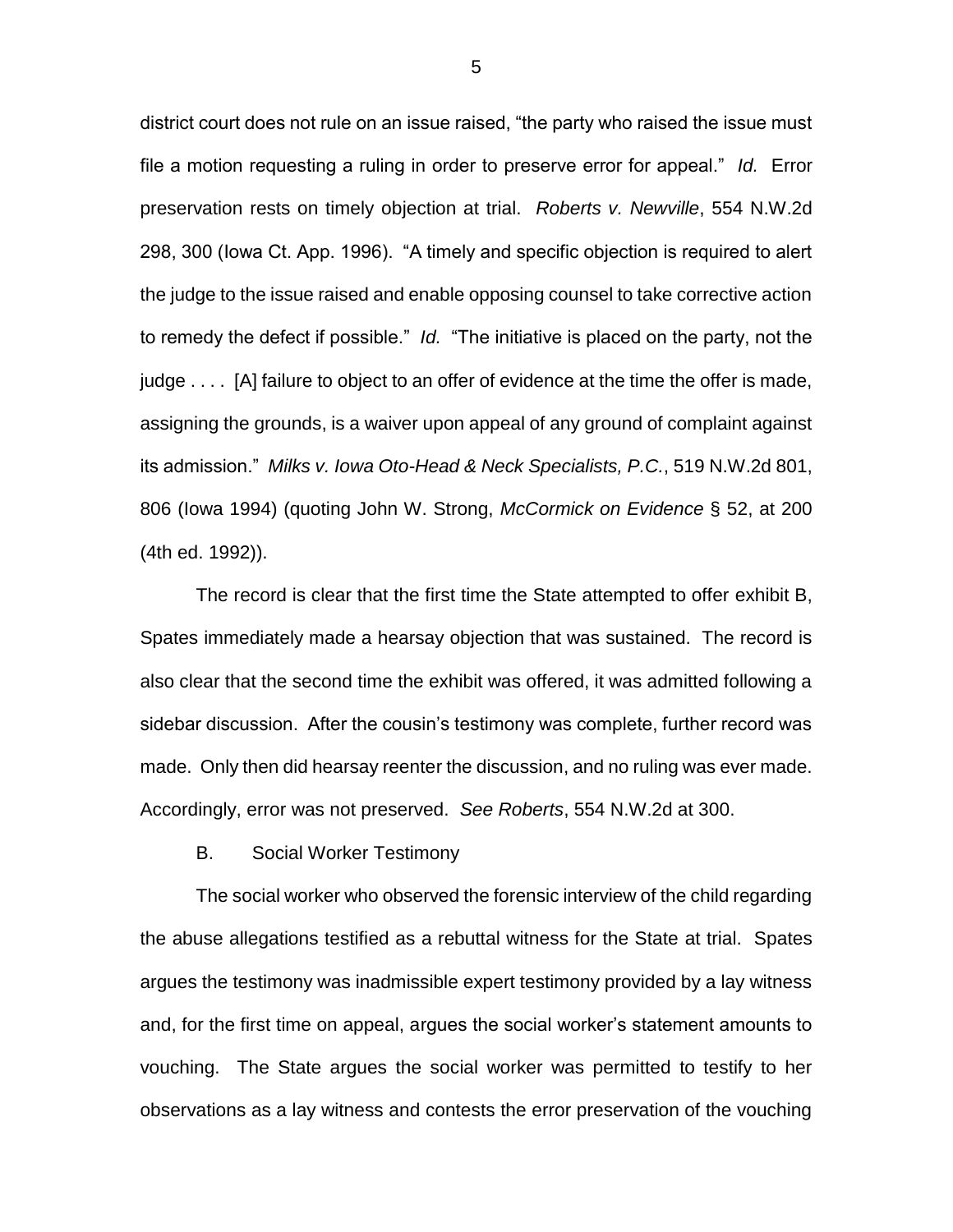district court does not rule on an issue raised, "the party who raised the issue must file a motion requesting a ruling in order to preserve error for appeal." *Id.* Error preservation rests on timely objection at trial. *Roberts v. Newville*, 554 N.W.2d 298, 300 (Iowa Ct. App. 1996). "A timely and specific objection is required to alert the judge to the issue raised and enable opposing counsel to take corrective action to remedy the defect if possible." *Id.* "The initiative is placed on the party, not the judge . . . . [A] failure to object to an offer of evidence at the time the offer is made, assigning the grounds, is a waiver upon appeal of any ground of complaint against its admission." *Milks v. Iowa Oto-Head & Neck Specialists, P.C.*, 519 N.W.2d 801, 806 (Iowa 1994) (quoting John W. Strong, *McCormick on Evidence* § 52, at 200 (4th ed. 1992)).

The record is clear that the first time the State attempted to offer exhibit B, Spates immediately made a hearsay objection that was sustained. The record is also clear that the second time the exhibit was offered, it was admitted following a sidebar discussion. After the cousin's testimony was complete, further record was made. Only then did hearsay reenter the discussion, and no ruling was ever made. Accordingly, error was not preserved. *See Roberts*, 554 N.W.2d at 300.

B. Social Worker Testimony

The social worker who observed the forensic interview of the child regarding the abuse allegations testified as a rebuttal witness for the State at trial. Spates argues the testimony was inadmissible expert testimony provided by a lay witness and, for the first time on appeal, argues the social worker's statement amounts to vouching. The State argues the social worker was permitted to testify to her observations as a lay witness and contests the error preservation of the vouching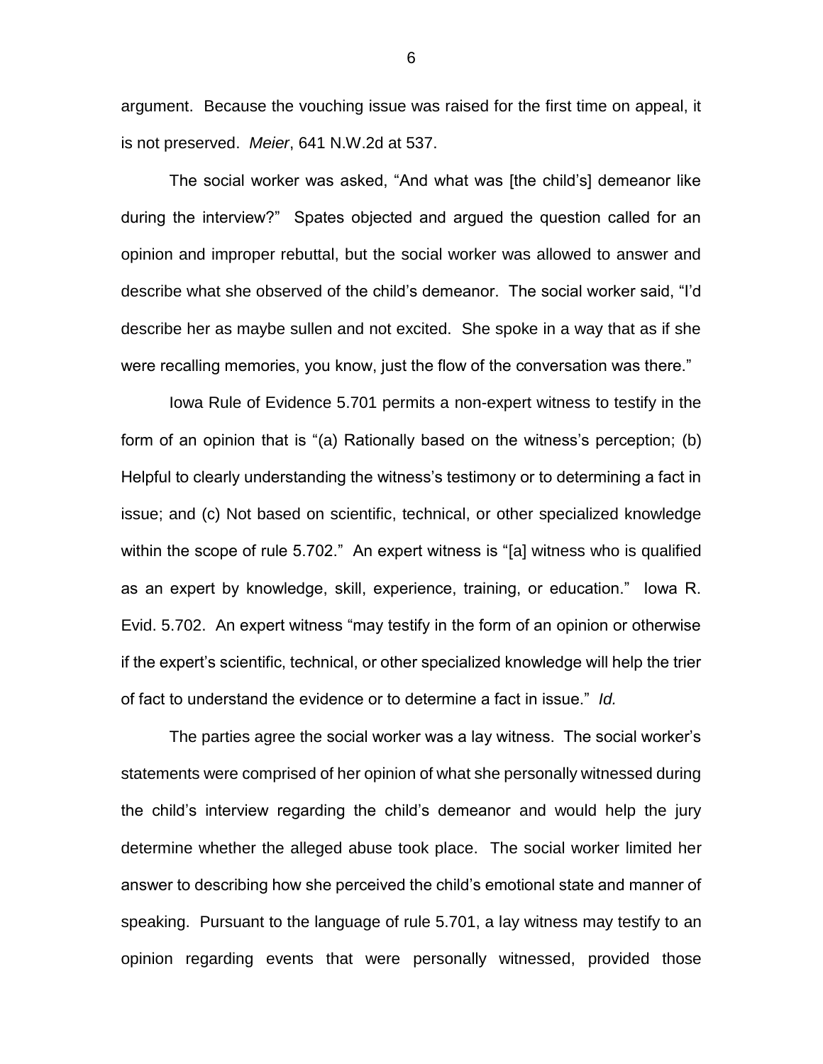argument. Because the vouching issue was raised for the first time on appeal, it is not preserved. *Meier*, 641 N.W.2d at 537.

The social worker was asked, "And what was [the child's] demeanor like during the interview?" Spates objected and argued the question called for an opinion and improper rebuttal, but the social worker was allowed to answer and describe what she observed of the child's demeanor. The social worker said, "I'd describe her as maybe sullen and not excited. She spoke in a way that as if she were recalling memories, you know, just the flow of the conversation was there."

Iowa Rule of Evidence 5.701 permits a non-expert witness to testify in the form of an opinion that is "(a) Rationally based on the witness's perception; (b) Helpful to clearly understanding the witness's testimony or to determining a fact in issue; and (c) Not based on scientific, technical, or other specialized knowledge within the scope of rule 5.702." An expert witness is "[a] witness who is qualified as an expert by knowledge, skill, experience, training, or education." Iowa R. Evid. 5.702. An expert witness "may testify in the form of an opinion or otherwise if the expert's scientific, technical, or other specialized knowledge will help the trier of fact to understand the evidence or to determine a fact in issue." *Id.*

The parties agree the social worker was a lay witness. The social worker's statements were comprised of her opinion of what she personally witnessed during the child's interview regarding the child's demeanor and would help the jury determine whether the alleged abuse took place. The social worker limited her answer to describing how she perceived the child's emotional state and manner of speaking. Pursuant to the language of rule 5.701, a lay witness may testify to an opinion regarding events that were personally witnessed, provided those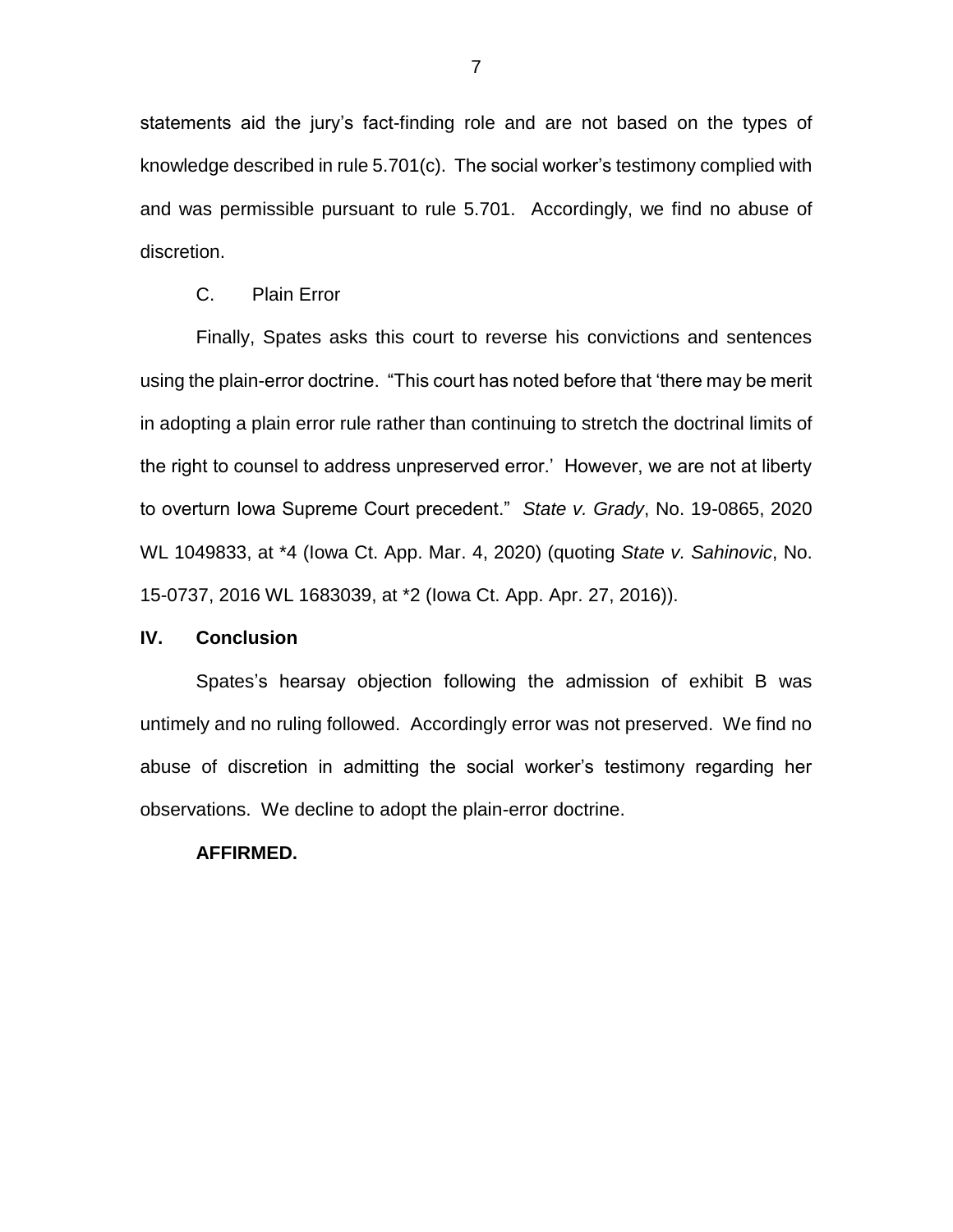statements aid the jury's fact-finding role and are not based on the types of knowledge described in rule 5.701(c). The social worker's testimony complied with and was permissible pursuant to rule 5.701. Accordingly, we find no abuse of discretion.

### C. Plain Error

Finally, Spates asks this court to reverse his convictions and sentences using the plain-error doctrine. "This court has noted before that 'there may be merit in adopting a plain error rule rather than continuing to stretch the doctrinal limits of the right to counsel to address unpreserved error.' However, we are not at liberty to overturn Iowa Supreme Court precedent." *State v. Grady*, No. 19-0865, 2020 WL 1049833, at *4 (Iowa Ct. App. Mar. 4, 2020) (quoting *State v. Sahinovic*, No. 15-0737, 2016 WL 1683039, at *2 (Iowa Ct. App. Apr. 27, 2016)).

## IV. Conclusion

Spates's hearsay objection following the admission of exhibit B was untimely and no ruling followed. Accordingly error was not preserved. We find no abuse of discretion in admitting the social worker's testimony regarding her observations. We decline to adopt the plain-error doctrine.

**AFFIRMED.**